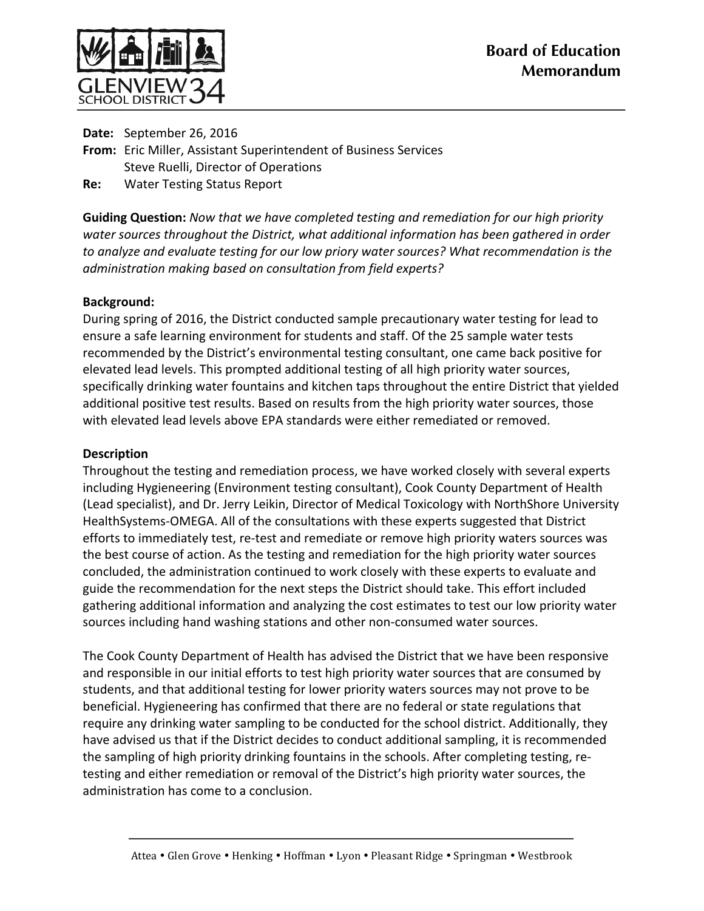GLENVIEW SCHOOL DISTRICT 34

# Board of Education Memorandum

**Date:** September 26, 2016
**From:** Eric Miller, Assistant Superintendent of Business Services
Steve Ruelli, Director of Operations
**Re:** Water Testing Status Report

**Guiding Question:** *Now that we have completed testing and remediation for our high priority water sources throughout the District, what additional information has been gathered in order to analyze and evaluate testing for our low priory water sources? What recommendation is the administration making based on consultation from field experts?*

**Background:**
During spring of 2016, the District conducted sample precautionary water testing for lead to ensure a safe learning environment for students and staff. Of the 25 sample water tests recommended by the District's environmental testing consultant, one came back positive for elevated lead levels. This prompted additional testing of all high priority water sources, specifically drinking water fountains and kitchen taps throughout the entire District that yielded additional positive test results. Based on results from the high priority water sources, those with elevated lead levels above EPA standards were either remediated or removed.

**Description**
Throughout the testing and remediation process, we have worked closely with several experts including Hygieneering (Environment testing consultant), Cook County Department of Health (Lead specialist), and Dr. Jerry Leikin, Director of Medical Toxicology with NorthShore University HealthSystems-OMEGA. All of the consultations with these experts suggested that District efforts to immediately test, re-test and remediate or remove high priority waters sources was the best course of action. As the testing and remediation for the high priority water sources concluded, the administration continued to work closely with these experts to evaluate and guide the recommendation for the next steps the District should take. This effort included gathering additional information and analyzing the cost estimates to test our low priority water sources including hand washing stations and other non-consumed water sources.

The Cook County Department of Health has advised the District that we have been responsive and responsible in our initial efforts to test high priority water sources that are consumed by students, and that additional testing for lower priority waters sources may not prove to be beneficial. Hygieneering has confirmed that there are no federal or state regulations that require any drinking water sampling to be conducted for the school district. Additionally, they have advised us that if the District decides to conduct additional sampling, it is recommended the sampling of high priority drinking fountains in the schools. After completing testing, re-testing and either remediation or removal of the District's high priority water sources, the administration has come to a conclusion.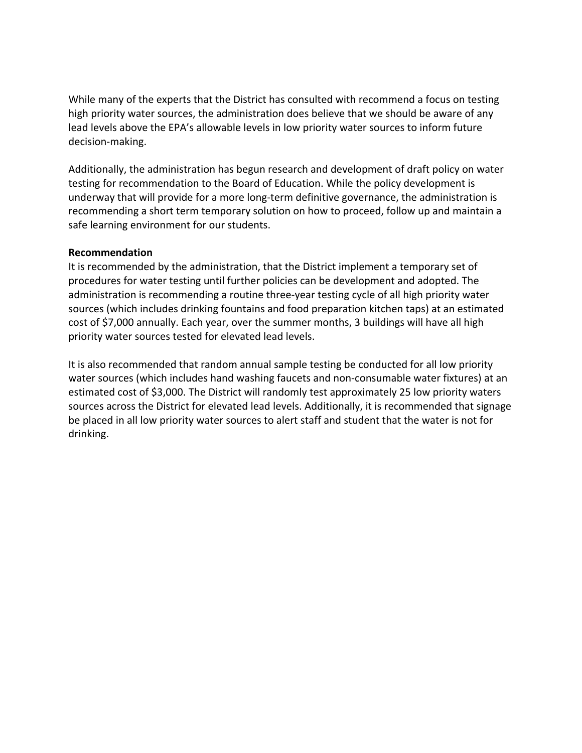While many of the experts that the District has consulted with recommend a focus on testing high priority water sources, the administration does believe that we should be aware of any lead levels above the EPA's allowable levels in low priority water sources to inform future decision-making.

Additionally, the administration has begun research and development of draft policy on water testing for recommendation to the Board of Education. While the policy development is underway that will provide for a more long-term definitive governance, the administration is recommending a short term temporary solution on how to proceed, follow up and maintain a safe learning environment for our students.

**Recommendation**

It is recommended by the administration, that the District implement a temporary set of procedures for water testing until further policies can be development and adopted. The administration is recommending a routine three-year testing cycle of all high priority water sources (which includes drinking fountains and food preparation kitchen taps) at an estimated cost of $7,000 annually. Each year, over the summer months, 3 buildings will have all high priority water sources tested for elevated lead levels.

It is also recommended that random annual sample testing be conducted for all low priority water sources (which includes hand washing faucets and non-consumable water fixtures) at an estimated cost of $3,000. The District will randomly test approximately 25 low priority waters sources across the District for elevated lead levels. Additionally, it is recommended that signage be placed in all low priority water sources to alert staff and student that the water is not for drinking.